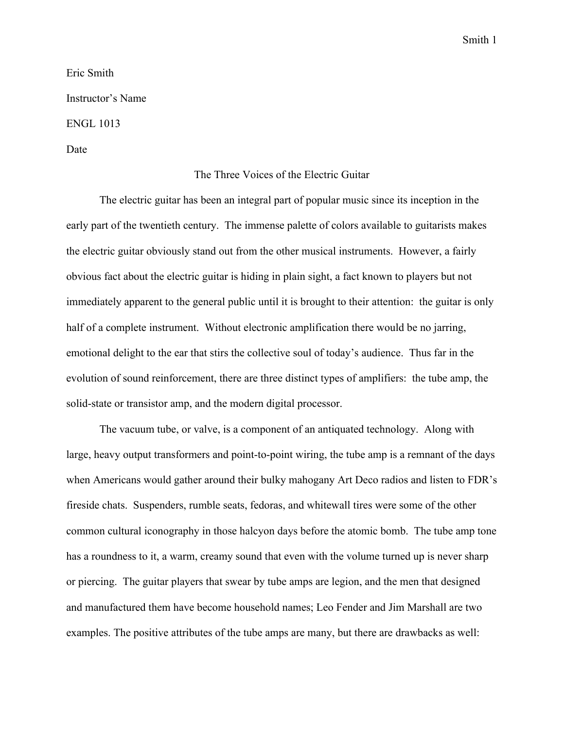Eric Smith

Instructor's Name

ENGL 1013

Date

The Three Voices of the Electric Guitar

The electric guitar has been an integral part of popular music since its inception in the early part of the twentieth century. The immense palette of colors available to guitarists makes the electric guitar obviously stand out from the other musical instruments. However, a fairly obvious fact about the electric guitar is hiding in plain sight, a fact known to players but not immediately apparent to the general public until it is brought to their attention: the guitar is only half of a complete instrument. Without electronic amplification there would be no jarring, emotional delight to the ear that stirs the collective soul of today's audience. Thus far in the evolution of sound reinforcement, there are three distinct types of amplifiers: the tube amp, the solid-state or transistor amp, and the modern digital processor.

The vacuum tube, or valve, is a component of an antiquated technology. Along with large, heavy output transformers and point-to-point wiring, the tube amp is a remnant of the days when Americans would gather around their bulky mahogany Art Deco radios and listen to FDR's fireside chats. Suspenders, rumble seats, fedoras, and whitewall tires were some of the other common cultural iconography in those halcyon days before the atomic bomb. The tube amp tone has a roundness to it, a warm, creamy sound that even with the volume turned up is never sharp or piercing. The guitar players that swear by tube amps are legion, and the men that designed and manufactured them have become household names; Leo Fender and Jim Marshall are two examples. The positive attributes of the tube amps are many, but there are drawbacks as well: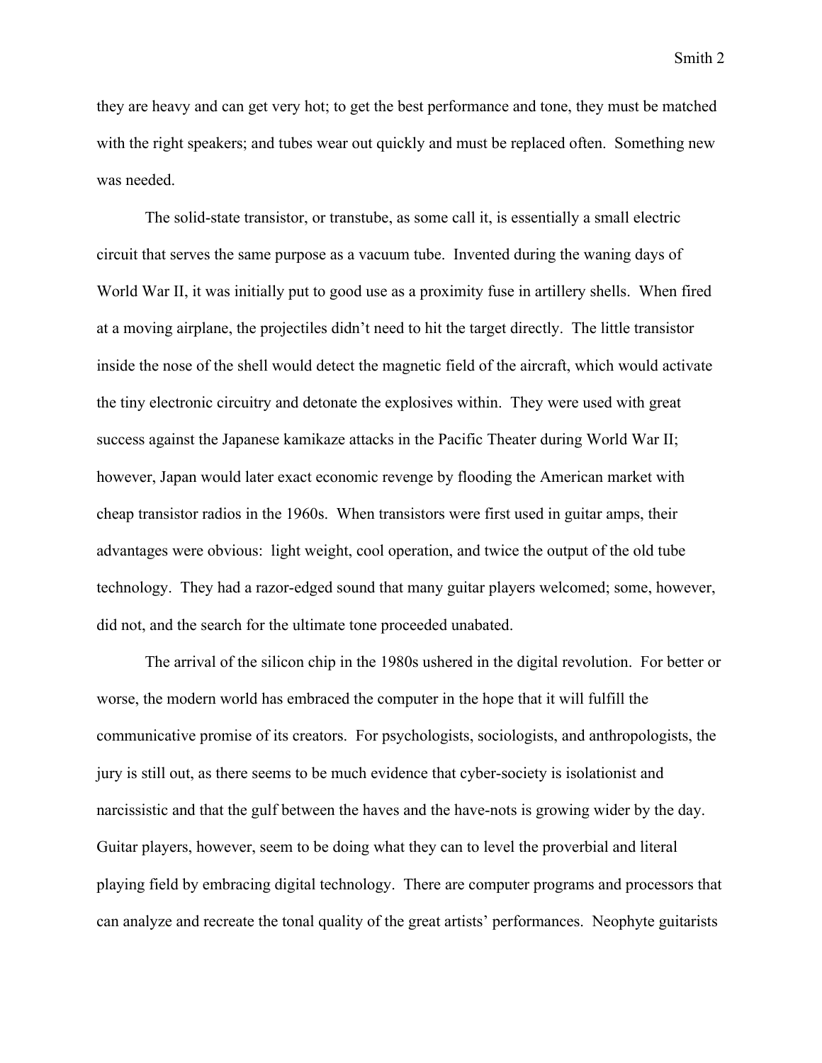they are heavy and can get very hot; to get the best performance and tone, they must be matched with the right speakers; and tubes wear out quickly and must be replaced often. Something new was needed.

The solid-state transistor, or transtube, as some call it, is essentially a small electric circuit that serves the same purpose as a vacuum tube. Invented during the waning days of World War II, it was initially put to good use as a proximity fuse in artillery shells. When fired at a moving airplane, the projectiles didn't need to hit the target directly. The little transistor inside the nose of the shell would detect the magnetic field of the aircraft, which would activate the tiny electronic circuitry and detonate the explosives within. They were used with great success against the Japanese kamikaze attacks in the Pacific Theater during World War II; however, Japan would later exact economic revenge by flooding the American market with cheap transistor radios in the 1960s. When transistors were first used in guitar amps, their advantages were obvious: light weight, cool operation, and twice the output of the old tube technology. They had a razor-edged sound that many guitar players welcomed; some, however, did not, and the search for the ultimate tone proceeded unabated.

The arrival of the silicon chip in the 1980s ushered in the digital revolution. For better or worse, the modern world has embraced the computer in the hope that it will fulfill the communicative promise of its creators. For psychologists, sociologists, and anthropologists, the jury is still out, as there seems to be much evidence that cyber-society is isolationist and narcissistic and that the gulf between the haves and the have-nots is growing wider by the day. Guitar players, however, seem to be doing what they can to level the proverbial and literal playing field by embracing digital technology. There are computer programs and processors that can analyze and recreate the tonal quality of the great artists' performances. Neophyte guitarists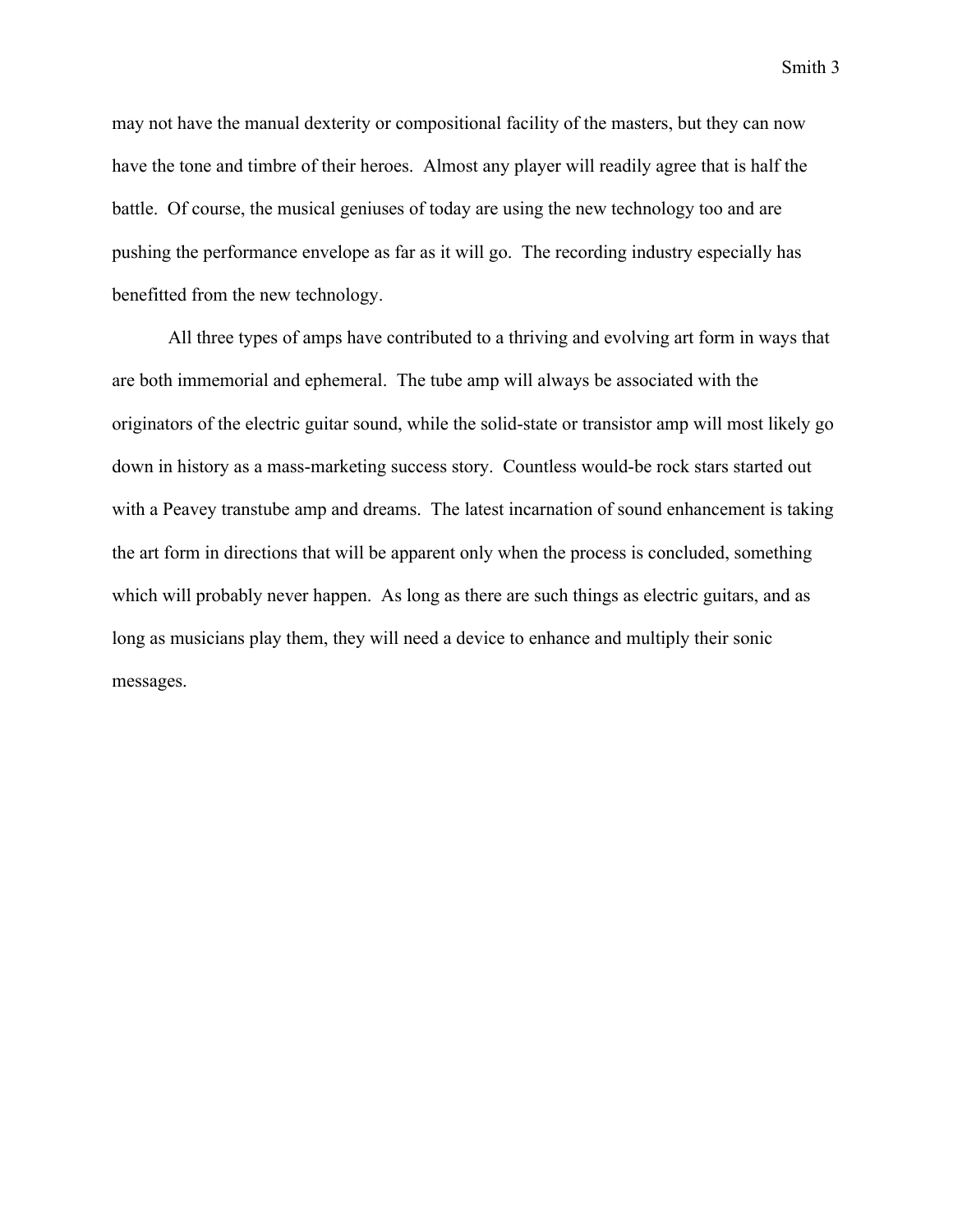may not have the manual dexterity or compositional facility of the masters, but they can now have the tone and timbre of their heroes. Almost any player will readily agree that is half the battle. Of course, the musical geniuses of today are using the new technology too and are pushing the performance envelope as far as it will go. The recording industry especially has benefitted from the new technology.

All three types of amps have contributed to a thriving and evolving art form in ways that are both immemorial and ephemeral. The tube amp will always be associated with the originators of the electric guitar sound, while the solid-state or transistor amp will most likely go down in history as a mass-marketing success story. Countless would-be rock stars started out with a Peavey transtube amp and dreams. The latest incarnation of sound enhancement is taking the art form in directions that will be apparent only when the process is concluded, something which will probably never happen. As long as there are such things as electric guitars, and as long as musicians play them, they will need a device to enhance and multiply their sonic messages.